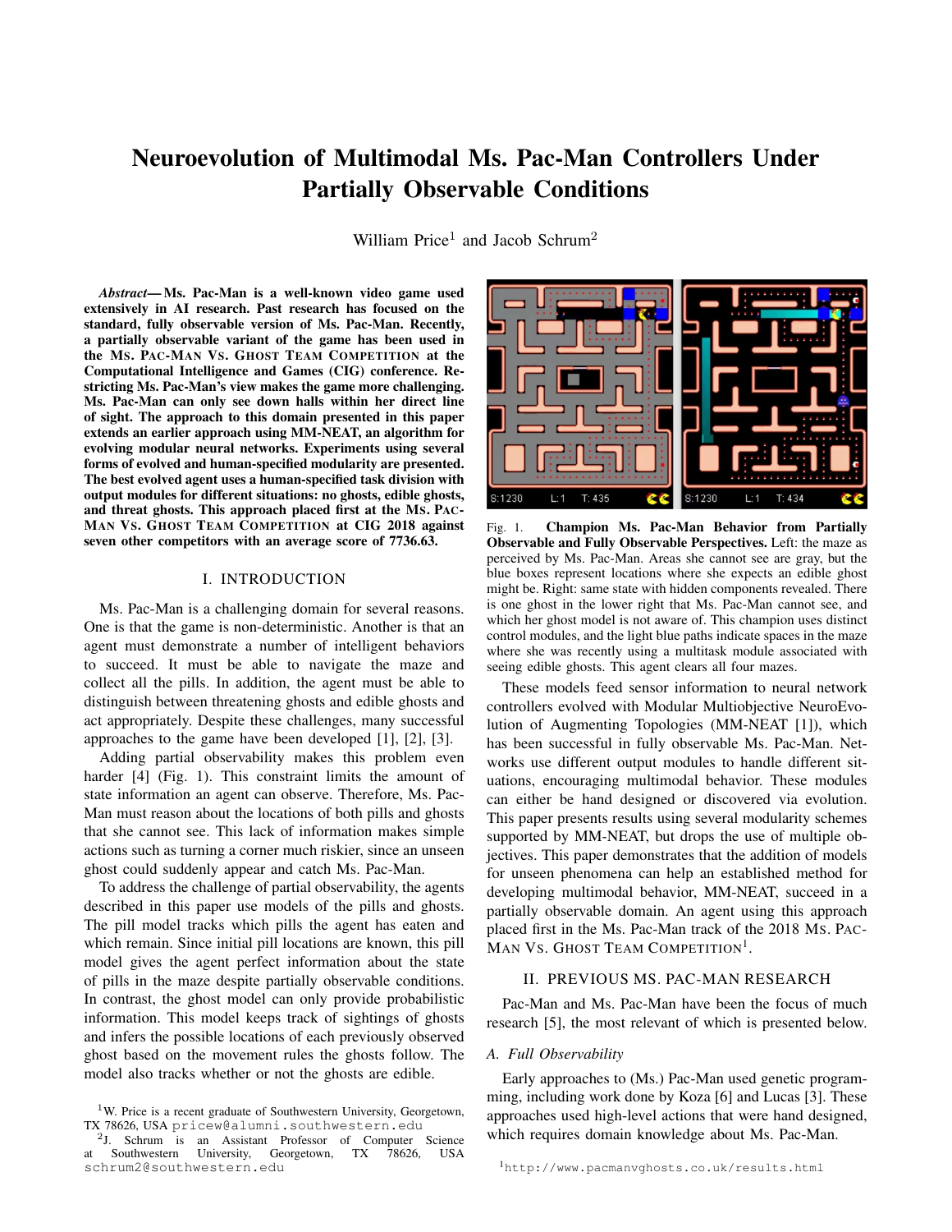# Neuroevolution of Multimodal Ms. Pac-Man Controllers Under Partially Observable Conditions

William Price[1] and Jacob Schrum[2]

***Abstract*— Ms. Pac-Man is a well-known video game used extensively in AI research. Past research has focused on the standard, fully observable version of Ms. Pac-Man. Recently, a partially observable variant of the game has been used in the MS. PAC-MAN VS. GHOST TEAM COMPETITION at the Computational Intelligence and Games (CIG) conference. Restricting Ms. Pac-Man's view makes the game more challenging. Ms. Pac-Man can only see down halls within her direct line of sight. The approach to this domain presented in this paper extends an earlier approach using MM-NEAT, an algorithm for evolving modular neural networks. Experiments using several forms of evolved and human-specified modularity are presented. The best evolved agent uses a human-specified task division with output modules for different situations: no ghosts, edible ghosts, and threat ghosts. This approach placed first at the MS. PAC-MAN VS. GHOST TEAM COMPETITION at CIG 2018 against seven other competitors with an average score of 7736.63.**

## I. INTRODUCTION

Ms. Pac-Man is a challenging domain for several reasons. One is that the game is non-deterministic. Another is that an agent must demonstrate a number of intelligent behaviors to succeed. It must be able to navigate the maze and collect all the pills. In addition, the agent must be able to distinguish between threatening ghosts and edible ghosts and act appropriately. Despite these challenges, many successful approaches to the game have been developed [1], [2], [3].

Adding partial observability makes this problem even harder [4] (Fig. 1). This constraint limits the amount of state information an agent can observe. Therefore, Ms. Pac-Man must reason about the locations of both pills and ghosts that she cannot see. This lack of information makes simple actions such as turning a corner much riskier, since an unseen ghost could suddenly appear and catch Ms. Pac-Man.

To address the challenge of partial observability, the agents described in this paper use models of the pills and ghosts. The pill model tracks which pills the agent has eaten and which remain. Since initial pill locations are known, this pill model gives the agent perfect information about the state of pills in the maze despite partially observable conditions. In contrast, the ghost model can only provide probabilistic information. This model keeps track of sightings of ghosts and infers the possible locations of each previously observed ghost based on the movement rules the ghosts follow. The model also tracks whether or not the ghosts are edible.

[1]W. Price is a recent graduate of Southwestern University, Georgetown, TX 78626, USA pricew@alumni.southwestern.edu

[2]J. Schrum is an Assistant Professor of Computer Science at Southwestern University, Georgetown, TX 78626, USA schrum2@southwestern.edu

S:1230 L:1 T:435

S:1230 L:1 T:434

Fig. 1. **Champion Ms. Pac-Man Behavior from Partially Observable and Fully Observable Perspectives.** Left: the maze as perceived by Ms. Pac-Man. Areas she cannot see are gray, but the blue boxes represent locations where she expects an edible ghost might be. Right: same state with hidden components revealed. There is one ghost in the lower right that Ms. Pac-Man cannot see, and which her ghost model is not aware of. This champion uses distinct control modules, and the light blue paths indicate spaces in the maze where she was recently using a multitask module associated with seeing edible ghosts. This agent clears all four mazes.

These models feed sensor information to neural network controllers evolved with Modular Multiobjective NeuroEvolution of Augmenting Topologies (MM-NEAT [1]), which has been successful in fully observable Ms. Pac-Man. Networks use different output modules to handle different situations, encouraging multimodal behavior. These modules can either be hand designed or discovered via evolution. This paper presents results using several modularity schemes supported by MM-NEAT, but drops the use of multiple objectives. This paper demonstrates that the addition of models for unseen phenomena can help an established method for developing multimodal behavior, MM-NEAT, succeed in a partially observable domain. An agent using this approach placed first in the Ms. Pac-Man track of the 2018 MS. PAC-MAN VS. GHOST TEAM COMPETITION[1].

## II. PREVIOUS MS. PAC-MAN RESEARCH

Pac-Man and Ms. Pac-Man have been the focus of much research [5], the most relevant of which is presented below.

### A. Full Observability

Early approaches to (Ms.) Pac-Man used genetic programming, including work done by Koza [6] and Lucas [3]. These approaches used high-level actions that were hand designed, which requires domain knowledge about Ms. Pac-Man.

[1]http://www.pacmanvghosts.co.uk/results.html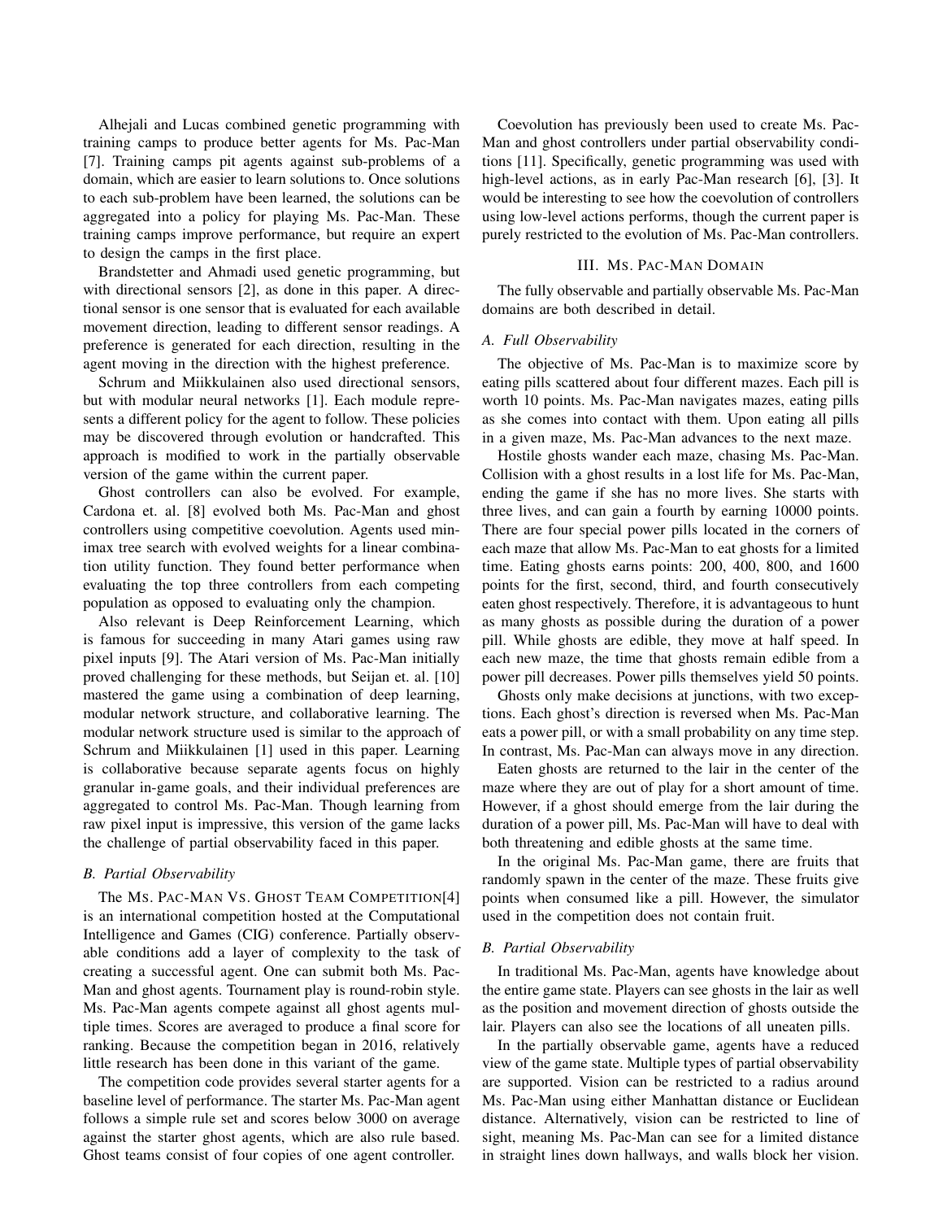Alhejali and Lucas combined genetic programming with training camps to produce better agents for Ms. Pac-Man [7]. Training camps pit agents against sub-problems of a domain, which are easier to learn solutions to. Once solutions to each sub-problem have been learned, the solutions can be aggregated into a policy for playing Ms. Pac-Man. These training camps improve performance, but require an expert to design the camps in the first place.

Brandstetter and Ahmadi used genetic programming, but with directional sensors [2], as done in this paper. A directional sensor is one sensor that is evaluated for each available movement direction, leading to different sensor readings. A preference is generated for each direction, resulting in the agent moving in the direction with the highest preference.

Schrum and Miikkulainen also used directional sensors, but with modular neural networks [1]. Each module represents a different policy for the agent to follow. These policies may be discovered through evolution or handcrafted. This approach is modified to work in the partially observable version of the game within the current paper.

Ghost controllers can also be evolved. For example, Cardona et. al. [8] evolved both Ms. Pac-Man and ghost controllers using competitive coevolution. Agents used minimax tree search with evolved weights for a linear combination utility function. They found better performance when evaluating the top three controllers from each competing population as opposed to evaluating only the champion.

Also relevant is Deep Reinforcement Learning, which is famous for succeeding in many Atari games using raw pixel inputs [9]. The Atari version of Ms. Pac-Man initially proved challenging for these methods, but Seijan et. al. [10] mastered the game using a combination of deep learning, modular network structure, and collaborative learning. The modular network structure used is similar to the approach of Schrum and Miikkulainen [1] used in this paper. Learning is collaborative because separate agents focus on highly granular in-game goals, and their individual preferences are aggregated to control Ms. Pac-Man. Though learning from raw pixel input is impressive, this version of the game lacks the challenge of partial observability faced in this paper.

### *B. Partial Observability*

The Ms. Pac-Man Vs. Ghost Team Competition[4] is an international competition hosted at the Computational Intelligence and Games (CIG) conference. Partially observable conditions add a layer of complexity to the task of creating a successful agent. One can submit both Ms. Pac-Man and ghost agents. Tournament play is round-robin style. Ms. Pac-Man agents compete against all ghost agents multiple times. Scores are averaged to produce a final score for ranking. Because the competition began in 2016, relatively little research has been done in this variant of the game.

The competition code provides several starter agents for a baseline level of performance. The starter Ms. Pac-Man agent follows a simple rule set and scores below 3000 on average against the starter ghost agents, which are also rule based. Ghost teams consist of four copies of one agent controller.

Coevolution has previously been used to create Ms. Pac-Man and ghost controllers under partial observability conditions [11]. Specifically, genetic programming was used with high-level actions, as in early Pac-Man research [6], [3]. It would be interesting to see how the coevolution of controllers using low-level actions performs, though the current paper is purely restricted to the evolution of Ms. Pac-Man controllers.

## III. Ms. Pac-Man Domain

The fully observable and partially observable Ms. Pac-Man domains are both described in detail.

### *A. Full Observability*

The objective of Ms. Pac-Man is to maximize score by eating pills scattered about four different mazes. Each pill is worth 10 points. Ms. Pac-Man navigates mazes, eating pills as she comes into contact with them. Upon eating all pills in a given maze, Ms. Pac-Man advances to the next maze.

Hostile ghosts wander each maze, chasing Ms. Pac-Man. Collision with a ghost results in a lost life for Ms. Pac-Man, ending the game if she has no more lives. She starts with three lives, and can gain a fourth by earning 10000 points. There are four special power pills located in the corners of each maze that allow Ms. Pac-Man to eat ghosts for a limited time. Eating ghosts earns points: 200, 400, 800, and 1600 points for the first, second, third, and fourth consecutively eaten ghost respectively. Therefore, it is advantageous to hunt as many ghosts as possible during the duration of a power pill. While ghosts are edible, they move at half speed. In each new maze, the time that ghosts remain edible from a power pill decreases. Power pills themselves yield 50 points.

Ghosts only make decisions at junctions, with two exceptions. Each ghost's direction is reversed when Ms. Pac-Man eats a power pill, or with a small probability on any time step. In contrast, Ms. Pac-Man can always move in any direction.

Eaten ghosts are returned to the lair in the center of the maze where they are out of play for a short amount of time. However, if a ghost should emerge from the lair during the duration of a power pill, Ms. Pac-Man will have to deal with both threatening and edible ghosts at the same time.

In the original Ms. Pac-Man game, there are fruits that randomly spawn in the center of the maze. These fruits give points when consumed like a pill. However, the simulator used in the competition does not contain fruit.

### *B. Partial Observability*

In traditional Ms. Pac-Man, agents have knowledge about the entire game state. Players can see ghosts in the lair as well as the position and movement direction of ghosts outside the lair. Players can also see the locations of all uneaten pills.

In the partially observable game, agents have a reduced view of the game state. Multiple types of partial observability are supported. Vision can be restricted to a radius around Ms. Pac-Man using either Manhattan distance or Euclidean distance. Alternatively, vision can be restricted to line of sight, meaning Ms. Pac-Man can see for a limited distance in straight lines down hallways, and walls block her vision.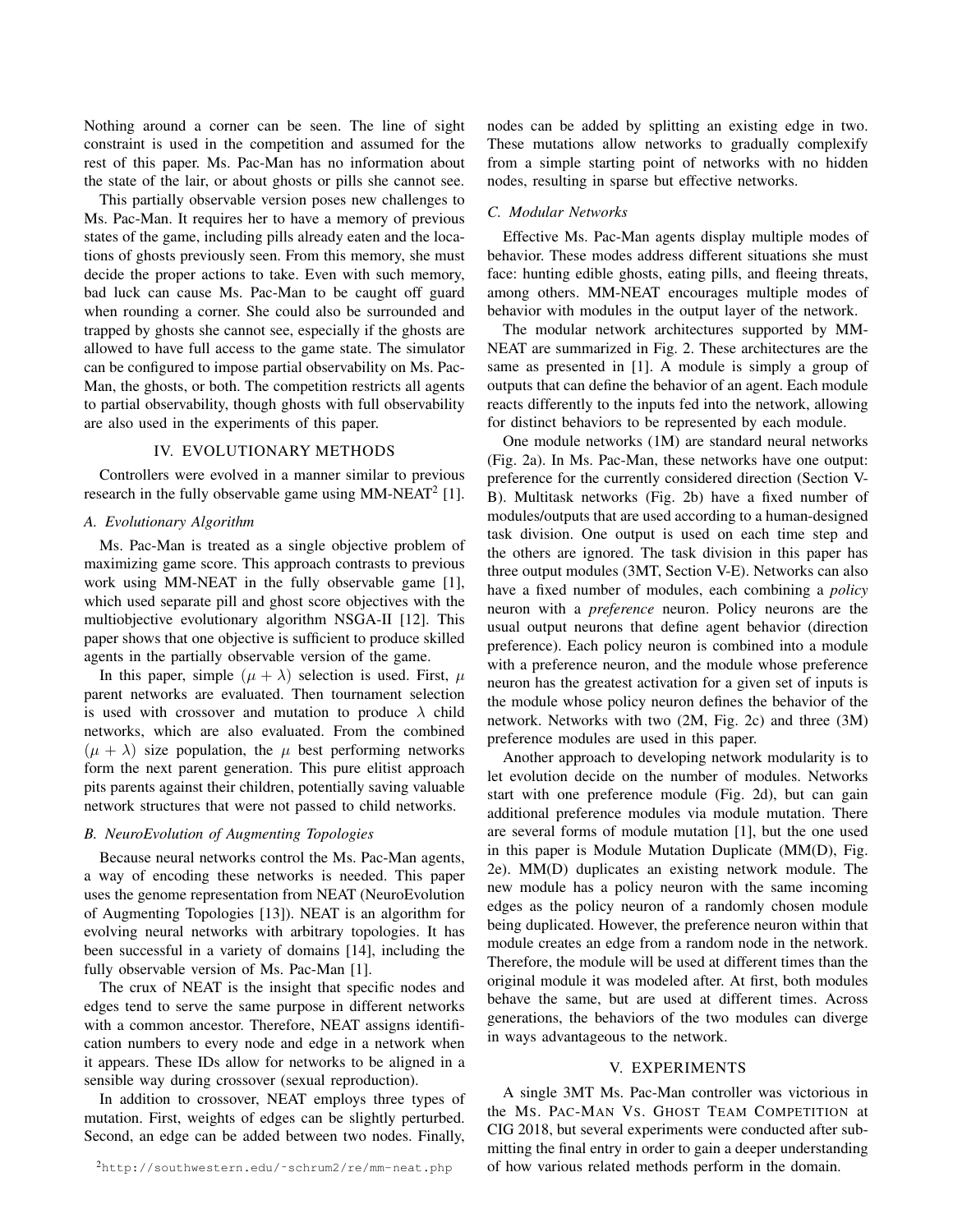Nothing around a corner can be seen. The line of sight constraint is used in the competition and assumed for the rest of this paper. Ms. Pac-Man has no information about the state of the lair, or about ghosts or pills she cannot see.

This partially observable version poses new challenges to Ms. Pac-Man. It requires her to have a memory of previous states of the game, including pills already eaten and the locations of ghosts previously seen. From this memory, she must decide the proper actions to take. Even with such memory, bad luck can cause Ms. Pac-Man to be caught off guard when rounding a corner. She could also be surrounded and trapped by ghosts she cannot see, especially if the ghosts are allowed to have full access to the game state. The simulator can be configured to impose partial observability on Ms. Pac-Man, the ghosts, or both. The competition restricts all agents to partial observability, though ghosts with full observability are also used in the experiments of this paper.

## IV. EVOLUTIONARY METHODS

Controllers were evolved in a manner similar to previous research in the fully observable game using MM-NEAT[2] [1].

### A. Evolutionary Algorithm

Ms. Pac-Man is treated as a single objective problem of maximizing game score. This approach contrasts to previous work using MM-NEAT in the fully observable game [1], which used separate pill and ghost score objectives with the multiobjective evolutionary algorithm NSGA-II [12]. This paper shows that one objective is sufficient to produce skilled agents in the partially observable version of the game.

In this paper, simple $(\mu + \lambda)$ selection is used. First, $\mu$ parent networks are evaluated. Then tournament selection is used with crossover and mutation to produce $\lambda$ child networks, which are also evaluated. From the combined $(\mu + \lambda)$ size population, the $\mu$ best performing networks form the next parent generation. This pure elitist approach pits parents against their children, potentially saving valuable network structures that were not passed to child networks.

### B. NeuroEvolution of Augmenting Topologies

Because neural networks control the Ms. Pac-Man agents, a way of encoding these networks is needed. This paper uses the genome representation from NEAT (NeuroEvolution of Augmenting Topologies [13]). NEAT is an algorithm for evolving neural networks with arbitrary topologies. It has been successful in a variety of domains [14], including the fully observable version of Ms. Pac-Man [1].

The crux of NEAT is the insight that specific nodes and edges tend to serve the same purpose in different networks with a common ancestor. Therefore, NEAT assigns identification numbers to every node and edge in a network when it appears. These IDs allow for networks to be aligned in a sensible way during crossover (sexual reproduction).

In addition to crossover, NEAT employs three types of mutation. First, weights of edges can be slightly perturbed. Second, an edge can be added between two nodes. Finally, nodes can be added by splitting an existing edge in two. These mutations allow networks to gradually complexify from a simple starting point of networks with no hidden nodes, resulting in sparse but effective networks.

### C. Modular Networks

Effective Ms. Pac-Man agents display multiple modes of behavior. These modes address different situations she must face: hunting edible ghosts, eating pills, and fleeing threats, among others. MM-NEAT encourages multiple modes of behavior with modules in the output layer of the network.

The modular network architectures supported by MM-NEAT are summarized in Fig. 2. These architectures are the same as presented in [1]. A module is simply a group of outputs that can define the behavior of an agent. Each module reacts differently to the inputs fed into the network, allowing for distinct behaviors to be represented by each module.

One module networks (1M) are standard neural networks (Fig. 2a). In Ms. Pac-Man, these networks have one output: preference for the currently considered direction (Section V-B). Multitask networks (Fig. 2b) have a fixed number of modules/outputs that are used according to a human-designed task division. One output is used on each time step and the others are ignored. The task division in this paper has three output modules (3MT, Section V-E). Networks can also have a fixed number of modules, each combining a *policy* neuron with a *preference* neuron. Policy neurons are the usual output neurons that define agent behavior (direction preference). Each policy neuron is combined into a module with a preference neuron, and the module whose preference neuron has the greatest activation for a given set of inputs is the module whose policy neuron defines the behavior of the network. Networks with two (2M, Fig. 2c) and three (3M) preference modules are used in this paper.

Another approach to developing network modularity is to let evolution decide on the number of modules. Networks start with one preference module (Fig. 2d), but can gain additional preference modules via module mutation. There are several forms of module mutation [1], but the one used in this paper is Module Mutation Duplicate (MM(D), Fig. 2e). MM(D) duplicates an existing network module. The new module has a policy neuron with the same incoming edges as the policy neuron of a randomly chosen module being duplicated. However, the preference neuron within that module creates an edge from a random node in the network. Therefore, the module will be used at different times than the original module it was modeled after. At first, both modules behave the same, but are used at different times. Across generations, the behaviors of the two modules can diverge in ways advantageous to the network.

## V. EXPERIMENTS

A single 3MT Ms. Pac-Man controller was victorious in the MS. PAC-MAN VS. GHOST TEAM COMPETITION at CIG 2018, but several experiments were conducted after submitting the final entry in order to gain a deeper understanding of how various related methods perform in the domain.

[2] http://southwestern.edu/~schrum2/re/mm-neat.php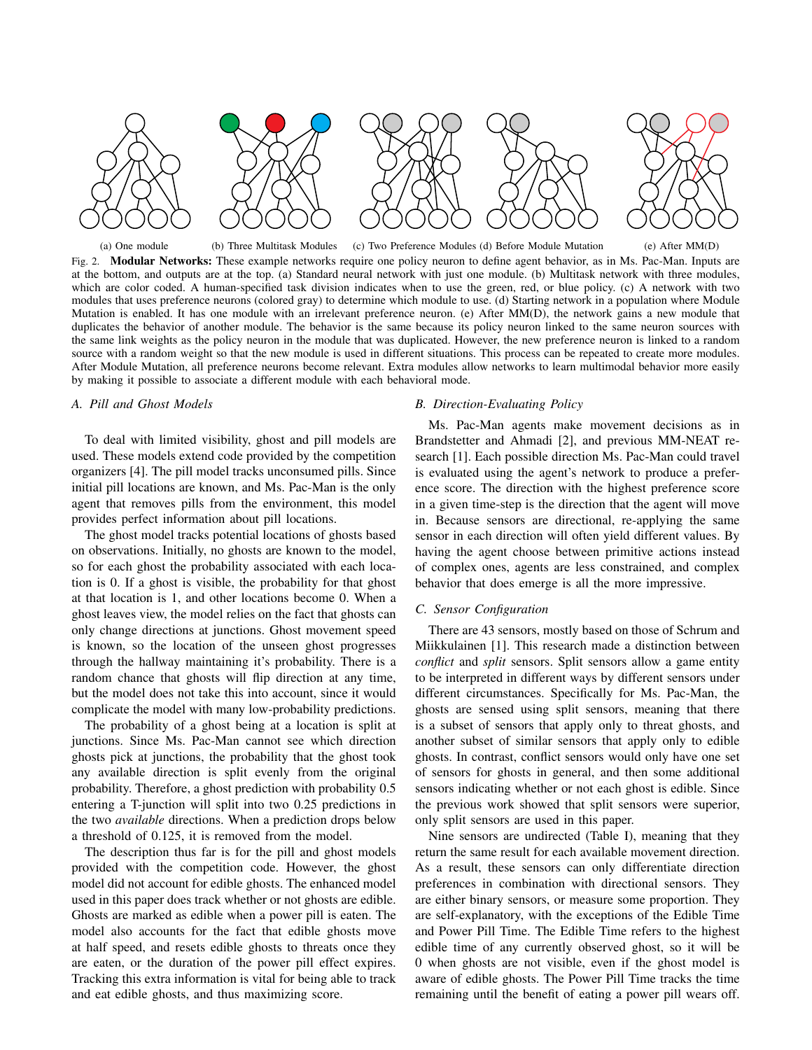(a) One module (b) Three Multitask Modules (c) Two Preference Modules (d) Before Module Mutation (e) After MM(D)

Fig. 2. **Modular Networks:** These example networks require one policy neuron to define agent behavior, as in Ms. Pac-Man. Inputs are at the bottom, and outputs are at the top. (a) Standard neural network with just one module. (b) Multitask network with three modules, which are color coded. A human-specified task division indicates when to use the green, red, or blue policy. (c) A network with two modules that uses preference neurons (colored gray) to determine which module to use. (d) Starting network in a population where Module Mutation is enabled. It has one module with an irrelevant preference neuron. (e) After MM(D), the network gains a new module that duplicates the behavior of another module. The behavior is the same because its policy neuron linked to the same neuron sources with the same link weights as the policy neuron in the module that was duplicated. However, the new preference neuron is linked to a random source with a random weight so that the new module is used in different situations. This process can be repeated to create more modules. After Module Mutation, all preference neurons become relevant. Extra modules allow networks to learn multimodal behavior more easily by making it possible to associate a different module with each behavioral mode.

### A. Pill and Ghost Models

To deal with limited visibility, ghost and pill models are used. These models extend code provided by the competition organizers [4]. The pill model tracks unconsumed pills. Since initial pill locations are known, and Ms. Pac-Man is the only agent that removes pills from the environment, this model provides perfect information about pill locations.

The ghost model tracks potential locations of ghosts based on observations. Initially, no ghosts are known to the model, so for each ghost the probability associated with each location is 0. If a ghost is visible, the probability for that ghost at that location is 1, and other locations become 0. When a ghost leaves view, the model relies on the fact that ghosts can only change directions at junctions. Ghost movement speed is known, so the location of the unseen ghost progresses through the hallway maintaining it's probability. There is a random chance that ghosts will flip direction at any time, but the model does not take this into account, since it would complicate the model with many low-probability predictions.

The probability of a ghost being at a location is split at junctions. Since Ms. Pac-Man cannot see which direction ghosts pick at junctions, the probability that the ghost took any available direction is split evenly from the original probability. Therefore, a ghost prediction with probability 0.5 entering a T-junction will split into two 0.25 predictions in the two *available* directions. When a prediction drops below a threshold of 0.125, it is removed from the model.

The description thus far is for the pill and ghost models provided with the competition code. However, the ghost model did not account for edible ghosts. The enhanced model used in this paper does track whether or not ghosts are edible. Ghosts are marked as edible when a power pill is eaten. The model also accounts for the fact that edible ghosts move at half speed, and resets edible ghosts to threats once they are eaten, or the duration of the power pill effect expires. Tracking this extra information is vital for being able to track and eat edible ghosts, and thus maximizing score.

### B. Direction-Evaluating Policy

Ms. Pac-Man agents make movement decisions as in Brandstetter and Ahmadi [2], and previous MM-NEAT research [1]. Each possible direction Ms. Pac-Man could travel is evaluated using the agent's network to produce a preference score. The direction with the highest preference score in a given time-step is the direction that the agent will move in. Because sensors are directional, re-applying the same sensor in each direction will often yield different values. By having the agent choose between primitive actions instead of complex ones, agents are less constrained, and complex behavior that does emerge is all the more impressive.

### C. Sensor Configuration

There are 43 sensors, mostly based on those of Schrum and Miikkulainen [1]. This research made a distinction between *conflict* and *split* sensors. Split sensors allow a game entity to be interpreted in different ways by different sensors under different circumstances. Specifically for Ms. Pac-Man, the ghosts are sensed using split sensors, meaning that there is a subset of sensors that apply only to threat ghosts, and another subset of similar sensors that apply only to edible ghosts. In contrast, conflict sensors would only have one set of sensors for ghosts in general, and then some additional sensors indicating whether or not each ghost is edible. Since the previous work showed that split sensors were superior, only split sensors are used in this paper.

Nine sensors are undirected (Table I), meaning that they return the same result for each available movement direction. As a result, these sensors can only differentiate direction preferences in combination with directional sensors. They are either binary sensors, or measure some proportion. They are self-explanatory, with the exceptions of the Edible Time and Power Pill Time. The Edible Time refers to the highest edible time of any currently observed ghost, so it will be 0 when ghosts are not visible, even if the ghost model is aware of edible ghosts. The Power Pill Time tracks the time remaining until the benefit of eating a power pill wears off.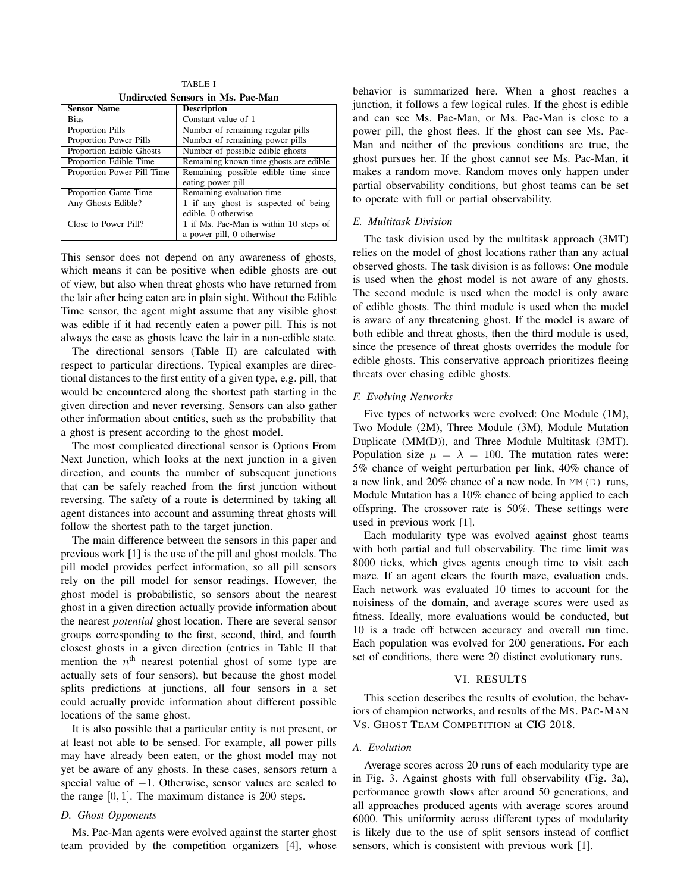TABLE I
**Undirected Sensors in Ms. Pac-Man**

| Sensor Name | Description |
|---|---|
| Bias | Constant value of 1 |
| Proportion Pills | Number of remaining regular pills |
| Proportion Power Pills | Number of remaining power pills |
| Proportion Edible Ghosts | Number of possible edible ghosts |
| Proportion Edible Time | Remaining known time ghosts are edible |
| Proportion Power Pill Time | Remaining possible edible time since eating power pill |
| Proportion Game Time | Remaining evaluation time |
| Any Ghosts Edible? | 1 if any ghost is suspected of being edible, 0 otherwise |
| Close to Power Pill? | 1 if Ms. Pac-Man is within 10 steps of a power pill, 0 otherwise |

This sensor does not depend on any awareness of ghosts, which means it can be positive when edible ghosts are out of view, but also when threat ghosts who have returned from the lair after being eaten are in plain sight. Without the Edible Time sensor, the agent might assume that any visible ghost was edible if it had recently eaten a power pill. This is not always the case as ghosts leave the lair in a non-edible state.

The directional sensors (Table II) are calculated with respect to particular directions. Typical examples are directional distances to the first entity of a given type, e.g. pill, that would be encountered along the shortest path starting in the given direction and never reversing. Sensors can also gather other information about entities, such as the probability that a ghost is present according to the ghost model.

The most complicated directional sensor is Options From Next Junction, which looks at the next junction in a given direction, and counts the number of subsequent junctions that can be safely reached from the first junction without reversing. The safety of a route is determined by taking all agent distances into account and assuming threat ghosts will follow the shortest path to the target junction.

The main difference between the sensors in this paper and previous work [1] is the use of the pill and ghost models. The pill model provides perfect information, so all pill sensors rely on the pill model for sensor readings. However, the ghost model is probabilistic, so sensors about the nearest ghost in a given direction actually provide information about the nearest *potential* ghost location. There are several sensor groups corresponding to the first, second, third, and fourth closest ghosts in a given direction (entries in Table II that mention the $n^{\text{th}}$ nearest potential ghost of some type are actually sets of four sensors), but because the ghost model splits predictions at junctions, all four sensors in a set could actually provide information about different possible locations of the same ghost.

It is also possible that a particular entity is not present, or at least not able to be sensed. For example, all power pills may have already been eaten, or the ghost model may not yet be aware of any ghosts. In these cases, sensors return a special value of $-1$. Otherwise, sensor values are scaled to the range $[0, 1]$. The maximum distance is 200 steps.

### *D. Ghost Opponents*

Ms. Pac-Man agents were evolved against the starter ghost team provided by the competition organizers [4], whose behavior is summarized here. When a ghost reaches a junction, it follows a few logical rules. If the ghost is edible and can see Ms. Pac-Man, or Ms. Pac-Man is close to a power pill, the ghost flees. If the ghost can see Ms. Pac-Man and neither of the previous conditions are true, the ghost pursues her. If the ghost cannot see Ms. Pac-Man, it makes a random move. Random moves only happen under partial observability conditions, but ghost teams can be set to operate with full or partial observability.

### *E. Multitask Division*

The task division used by the multitask approach (3MT) relies on the model of ghost locations rather than any actual observed ghosts. The task division is as follows: One module is used when the ghost model is not aware of any ghosts. The second module is used when the model is only aware of edible ghosts. The third module is used when the model is aware of any threatening ghost. If the model is aware of both edible and threat ghosts, then the third module is used, since the presence of threat ghosts overrides the module for edible ghosts. This conservative approach prioritizes fleeing threats over chasing edible ghosts.

### *F. Evolving Networks*

Five types of networks were evolved: One Module (1M), Two Module (2M), Three Module (3M), Module Mutation Duplicate (MM(D)), and Three Module Multitask (3MT). Population size $\mu = \lambda = 100$. The mutation rates were: 5% chance of weight perturbation per link, 40% chance of a new link, and 20% chance of a new node. In `MM(D)` runs, Module Mutation has a 10% chance of being applied to each offspring. The crossover rate is 50%. These settings were used in previous work [1].

Each modularity type was evolved against ghost teams with both partial and full observability. The time limit was 8000 ticks, which gives agents enough time to visit each maze. If an agent clears the fourth maze, evaluation ends. Each network was evaluated 10 times to account for the noisiness of the domain, and average scores were used as fitness. Ideally, more evaluations would be conducted, but 10 is a trade off between accuracy and overall run time. Each population was evolved for 200 generations. For each set of conditions, there were 20 distinct evolutionary runs.

## VI. Results

This section describes the results of evolution, the behaviors of champion networks, and results of the Ms. Pac-Man Vs. Ghost Team Competition at CIG 2018.

### *A. Evolution*

Average scores across 20 runs of each modularity type are in Fig. 3. Against ghosts with full observability (Fig. 3a), performance growth slows after around 50 generations, and all approaches produced agents with average scores around 6000. This uniformity across different types of modularity is likely due to the use of split sensors instead of conflict sensors, which is consistent with previous work [1].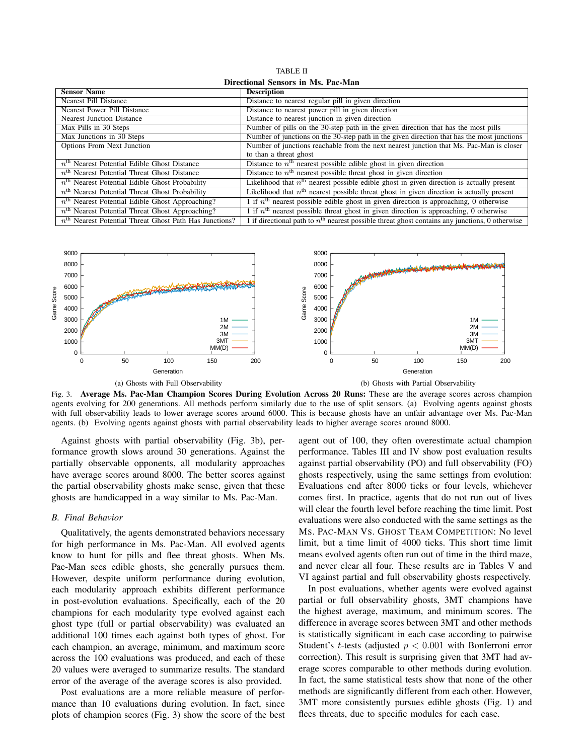TABLE II

**Directional Sensors in Ms. Pac-Man**

| Sensor Name | Description |
|---|---|
| Nearest Pill Distance | Distance to nearest regular pill in given direction |
| Nearest Power Pill Distance | Distance to nearest power pill in given direction |
| Nearest Junction Distance | Distance to nearest junction in given direction |
| Max Pills in 30 Steps | Number of pills on the 30-step path in the given direction that has the most pills |
| Max Junctions in 30 Steps | Number of junctions on the 30-step path in the given direction that has the most junctions |
| Options From Next Junction | Number of junctions reachable from the next nearest junction that Ms. Pac-Man is closer to than a threat ghost |
| $n^{\text{th}}$ Nearest Potential Edible Ghost Distance | Distance to $n^{\text{th}}$ nearest possible edible ghost in given direction |
| $n^{\text{th}}$ Nearest Potential Threat Ghost Distance | Distance to $n^{\text{th}}$ nearest possible threat ghost in given direction |
| $n^{\text{th}}$ Nearest Potential Edible Ghost Probability | Likelihood that $n^{\text{th}}$ nearest possible edible ghost in given direction is actually present |
| $n^{\text{th}}$ Nearest Potential Threat Ghost Probability | Likelihood that $n^{\text{th}}$ nearest possible threat ghost in given direction is actually present |
| $n^{\text{th}}$ Nearest Potential Edible Ghost Approaching? | 1 if $n^{\text{th}}$ nearest possible edible ghost in given direction is approaching, 0 otherwise |
| $n^{\text{th}}$ Nearest Potential Threat Ghost Approaching? | 1 if $n^{\text{th}}$ nearest possible threat ghost in given direction is approaching, 0 otherwise |
| $n^{\text{th}}$ Nearest Potential Threat Ghost Path Has Junctions? | 1 if directional path to $n^{\text{th}}$ nearest possible threat ghost contains any junctions, 0 otherwise |

(a) Ghosts with Full Observability

(b) Ghosts with Partial Observability

Fig. 3. **Average Ms. Pac-Man Champion Scores During Evolution Across 20 Runs:** These are the average scores across champion agents evolving for 200 generations. All methods perform similarly due to the use of split sensors. (a) Evolving agents against ghosts with full observability leads to lower average scores around 6000. This is because ghosts have an unfair advantage over Ms. Pac-Man agents. (b) Evolving agents against ghosts with partial observability leads to higher average scores around 8000.

Against ghosts with partial observability (Fig. 3b), performance growth slows around 30 generations. Against the partially observable opponents, all modularity approaches have average scores around 8000. The better scores against the partial observability ghosts make sense, given that these ghosts are handicapped in a way similar to Ms. Pac-Man.

### B. Final Behavior

Qualitatively, the agents demonstrated behaviors necessary for high performance in Ms. Pac-Man. All evolved agents know to hunt for pills and flee threat ghosts. When Ms. Pac-Man sees edible ghosts, she generally pursues them. However, despite uniform performance during evolution, each modularity approach exhibits different performance in post-evolution evaluations. Specifically, each of the 20 champions for each modularity type evolved against each ghost type (full or partial observability) was evaluated an additional 100 times each against both types of ghost. For each champion, an average, minimum, and maximum score across the 100 evaluations was produced, and each of these 20 values were averaged to summarize results. The standard error of the average of the average scores is also provided.

Post evaluations are a more reliable measure of performance than 10 evaluations during evolution. In fact, since plots of champion scores (Fig. 3) show the score of the best agent out of 100, they often overestimate actual champion performance. Tables III and IV show post evaluation results against partial observability (PO) and full observability (FO) ghosts respectively, using the same settings from evolution: Evaluations end after 8000 ticks or four levels, whichever comes first. In practice, agents that do not run out of lives will clear the fourth level before reaching the time limit. Post evaluations were also conducted with the same settings as the Ms. Pac-Man Vs. Ghost Team Competition: No level limit, but a time limit of 4000 ticks. This short time limit means evolved agents often run out of time in the third maze, and never clear all four. These results are in Tables V and VI against partial and full observability ghosts respectively.

In post evaluations, whether agents were evolved against partial or full observability ghosts, 3MT champions have the highest average, maximum, and minimum scores. The difference in average scores between 3MT and other methods is statistically significant in each case according to pairwise Student's $t$-tests (adjusted $p < 0.001$ with Bonferroni error correction). This result is surprising given that 3MT had average scores comparable to other methods during evolution. In fact, the same statistical tests show that none of the other methods are significantly different from each other. However, 3MT more consistently pursues edible ghosts (Fig. 1) and flees threats, due to specific modules for each case.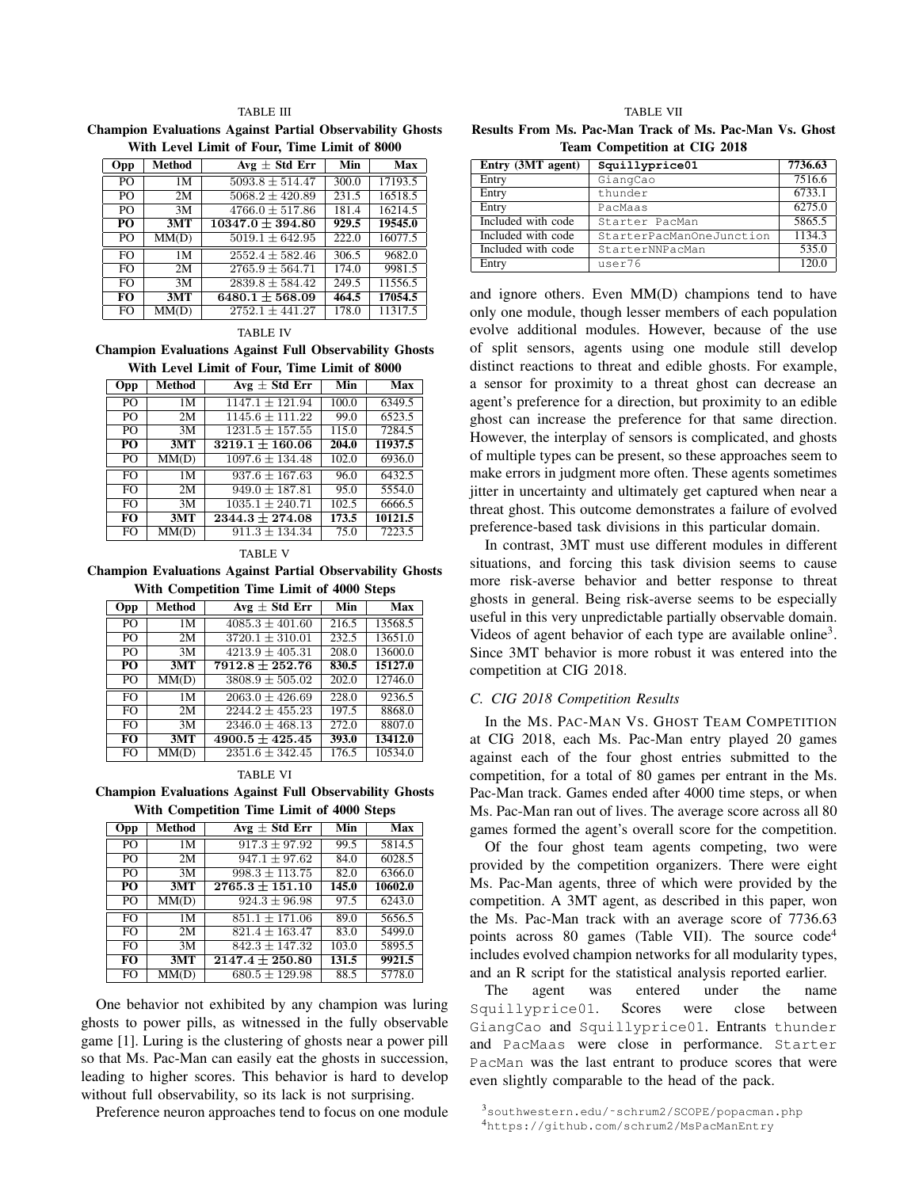TABLE III

**Champion Evaluations Against Partial Observability Ghosts With Level Limit of Four, Time Limit of 8000**

| Opp | Method | Avg $\pm$ Std Err | Min | Max |
|---|---|---|---|---|
| PO | 1M | $5093.8 \pm 514.47$ | 300.0 | 17193.5 |
| PO | 2M | $5068.2 \pm 420.89$ | 231.5 | 16518.5 |
| PO | 3M | $4766.0 \pm 517.86$ | 181.4 | 16214.5 |
| **PO** | **3MT** | $\mathbf{10347.0 \pm 394.80}$ | **929.5** | **19545.0** |
| PO | MM(D) | $5019.1 \pm 642.95$ | 222.0 | 16077.5 |
| FO | 1M | $2552.4 \pm 582.46$ | 306.5 | 9682.0 |
| FO | 2M | $2765.9 \pm 564.71$ | 174.0 | 9981.5 |
| FO | 3M | $2839.8 \pm 584.42$ | 249.5 | 11556.5 |
| **FO** | **3MT** | $\mathbf{6480.1 \pm 568.09}$ | **464.5** | **17054.5** |
| FO | MM(D) | $2752.1 \pm 441.27$ | 178.0 | 11317.5 |

TABLE IV

**Champion Evaluations Against Full Observability Ghosts With Level Limit of Four, Time Limit of 8000**

| Opp | Method | Avg $\pm$ Std Err | Min | Max |
|---|---|---|---|---|
| PO | 1M | $1147.1 \pm 121.94$ | 100.0 | 6349.5 |
| PO | 2M | $1145.6 \pm 111.22$ | 99.0 | 6523.5 |
| PO | 3M | $1231.5 \pm 157.55$ | 115.0 | 7284.5 |
| **PO** | **3MT** | $\mathbf{3219.1 \pm 160.06}$ | **204.0** | **11937.5** |
| PO | MM(D) | $1097.6 \pm 134.48$ | 102.0 | 6936.0 |
| FO | 1M | $937.6 \pm 167.63$ | 96.0 | 6432.5 |
| FO | 2M | $949.0 \pm 187.81$ | 95.0 | 5554.0 |
| FO | 3M | $1035.1 \pm 240.71$ | 102.5 | 6666.5 |
| **FO** | **3MT** | $\mathbf{2344.3 \pm 274.08}$ | **173.5** | **10121.5** |
| FO | MM(D) | $911.3 \pm 134.34$ | 75.0 | 7223.5 |

TABLE V

**Champion Evaluations Against Partial Observability Ghosts With Competition Time Limit of 4000 Steps**

| Opp | Method | Avg $\pm$ Std Err | Min | Max |
|---|---|---|---|---|
| PO | 1M | $4085.3 \pm 401.60$ | 216.5 | 13568.5 |
| PO | 2M | $3720.1 \pm 310.01$ | 232.5 | 13651.0 |
| PO | 3M | $4213.9 \pm 405.31$ | 208.0 | 13600.0 |
| **PO** | **3MT** | $\mathbf{7912.8 \pm 252.76}$ | **830.5** | **15127.0** |
| PO | MM(D) | $3808.9 \pm 505.02$ | 202.0 | 12746.0 |
| FO | 1M | $2063.0 \pm 426.69$ | 228.0 | 9236.5 |
| FO | 2M | $2244.2 \pm 455.23$ | 197.5 | 8868.0 |
| FO | 3M | $2346.0 \pm 468.13$ | 272.0 | 8807.0 |
| **FO** | **3MT** | $\mathbf{4900.5 \pm 425.45}$ | **393.0** | **13412.0** |
| FO | MM(D) | $2351.6 \pm 342.45$ | 176.5 | 10534.0 |

TABLE VI

**Champion Evaluations Against Full Observability Ghosts With Competition Time Limit of 4000 Steps**

| Opp | Method | Avg $\pm$ Std Err | Min | Max |
|---|---|---|---|---|
| PO | 1M | $917.3 \pm 97.92$ | 99.5 | 5814.5 |
| PO | 2M | $947.1 \pm 97.62$ | 84.0 | 6028.5 |
| PO | 3M | $998.3 \pm 113.75$ | 82.0 | 6366.0 |
| **PO** | **3MT** | $\mathbf{2765.3 \pm 151.10}$ | **145.0** | **10602.0** |
| PO | MM(D) | $924.3 \pm 96.98$ | 97.5 | 6243.0 |
| FO | 1M | $851.1 \pm 171.06$ | 89.0 | 5656.5 |
| FO | 2M | $821.4 \pm 163.47$ | 83.0 | 5499.0 |
| FO | 3M | $842.3 \pm 147.32$ | 103.0 | 5895.5 |
| **FO** | **3MT** | $\mathbf{2147.4 \pm 250.80}$ | **131.5** | **9921.5** |
| FO | MM(D) | $680.5 \pm 129.98$ | 88.5 | 5778.0 |

One behavior not exhibited by any champion was luring ghosts to power pills, as witnessed in the fully observable game [1]. Luring is the clustering of ghosts near a power pill so that Ms. Pac-Man can easily eat the ghosts in succession, leading to higher scores. This behavior is hard to develop without full observability, so its lack is not surprising.

Preference neuron approaches tend to focus on one module and ignore others. Even MM(D) champions tend to have only one module, though lesser members of each population evolve additional modules. However, because of the use of split sensors, agents using one module still develop distinct reactions to threat and edible ghosts. For example, a sensor for proximity to a threat ghost can decrease an agent's preference for a direction, but proximity to an edible ghost can increase the preference for that same direction. However, the interplay of sensors is complicated, and ghosts of multiple types can be present, so these approaches seem to make errors in judgment more often. These agents sometimes jitter in uncertainty and ultimately get captured when near a threat ghost. This outcome demonstrates a failure of evolved preference-based task divisions in this particular domain.

In contrast, 3MT must use different modules in different situations, and forcing this task division seems to cause more risk-averse behavior and better response to threat ghosts in general. Being risk-averse seems to be especially useful in this very unpredictable partially observable domain. Videos of agent behavior of each type are available online[3]. Since 3MT behavior is more robust it was entered into the competition at CIG 2018.

TABLE VII

**Results From Ms. Pac-Man Track of Ms. Pac-Man Vs. Ghost Team Competition at CIG 2018**

| Entry (3MT agent) | **Squillyprice01** | **7736.63** |
|---|---|---|
| Entry | GiangCao | 7516.6 |
| Entry | thunder | 6733.1 |
| Entry | PacMaas | 6275.0 |
| Included with code | Starter PacMan | 5865.5 |
| Included with code | StarterPacManOneJunction | 1134.3 |
| Included with code | StarterNNPacMan | 535.0 |
| Entry | user76 | 120.0 |

### C. CIG 2018 Competition Results

In the Ms. Pac-Man Vs. Ghost Team Competition at CIG 2018, each Ms. Pac-Man entry played 20 games against each of the four ghost entries submitted to the competition, for a total of 80 games per entrant in the Ms. Pac-Man track. Games ended after 4000 time steps, or when Ms. Pac-Man ran out of lives. The average score across all 80 games formed the agent's overall score for the competition.

Of the four ghost team agents competing, two were provided by the competition organizers. There were eight Ms. Pac-Man agents, three of which were provided by the competition. A 3MT agent, as described in this paper, won the Ms. Pac-Man track with an average score of 7736.63 points across 80 games (Table VII). The source code[4] includes evolved champion networks for all modularity types, and an R script for the statistical analysis reported earlier.

The agent was entered under the name Squillyprice01. Scores were close between GiangCao and Squillyprice01. Entrants thunder and PacMaas were close in performance. Starter PacMan was the last entrant to produce scores that were even slightly comparable to the head of the pack.

[3] southwestern.edu/~schrum2/SCOPE/popacman.php

[4] https://github.com/schrum2/MsPacManEntry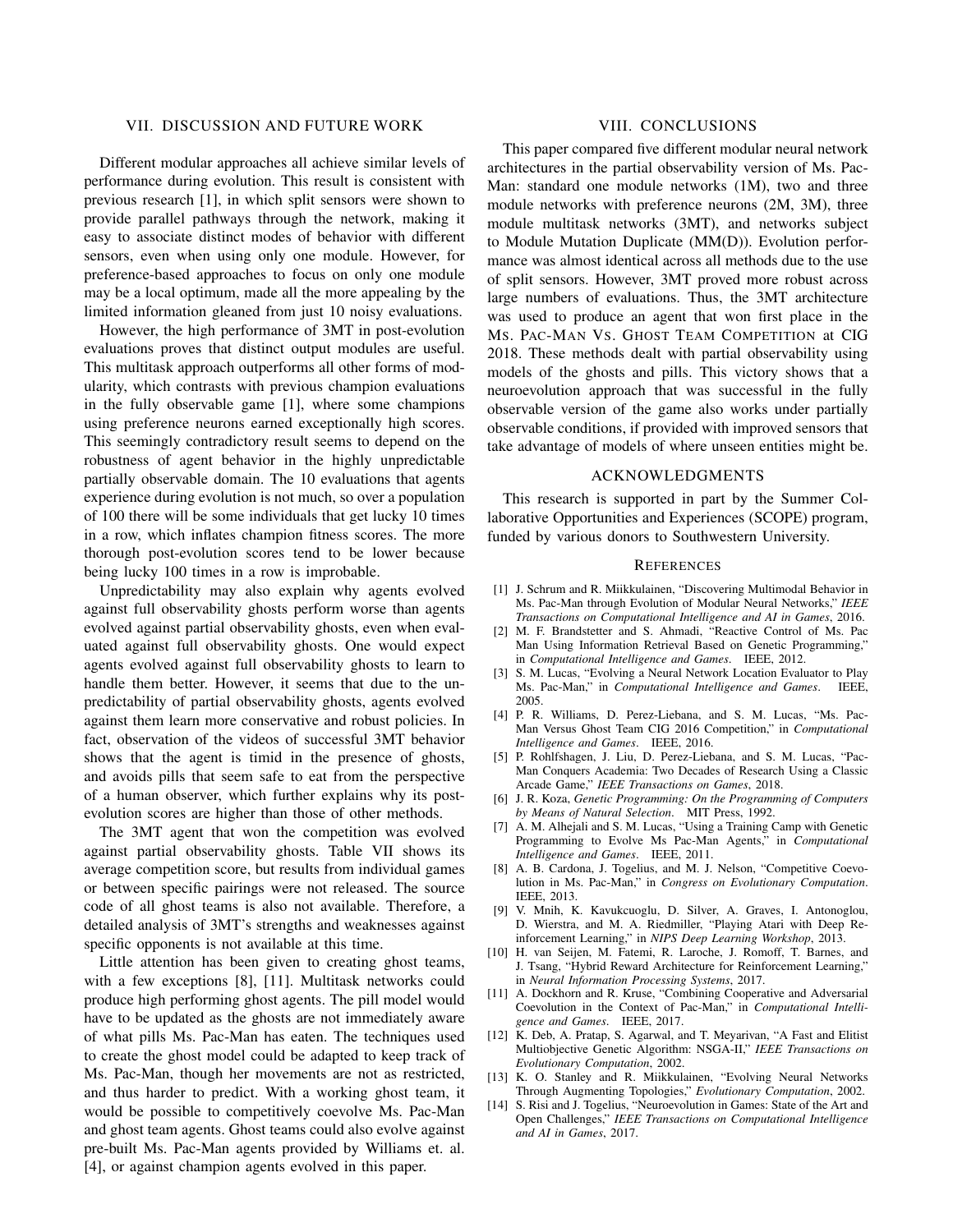## VII. DISCUSSION AND FUTURE WORK

Different modular approaches all achieve similar levels of performance during evolution. This result is consistent with previous research [1], in which split sensors were shown to provide parallel pathways through the network, making it easy to associate distinct modes of behavior with different sensors, even when using only one module. However, for preference-based approaches to focus on only one module may be a local optimum, made all the more appealing by the limited information gleaned from just 10 noisy evaluations.

However, the high performance of 3MT in post-evolution evaluations proves that distinct output modules are useful. This multitask approach outperforms all other forms of modularity, which contrasts with previous champion evaluations in the fully observable game [1], where some champions using preference neurons earned exceptionally high scores. This seemingly contradictory result seems to depend on the robustness of agent behavior in the highly unpredictable partially observable domain. The 10 evaluations that agents experience during evolution is not much, so over a population of 100 there will be some individuals that get lucky 10 times in a row, which inflates champion fitness scores. The more thorough post-evolution scores tend to be lower because being lucky 100 times in a row is improbable.

Unpredictability may also explain why agents evolved against full observability ghosts perform worse than agents evolved against partial observability ghosts, even when evaluated against full observability ghosts. One would expect agents evolved against full observability ghosts to learn to handle them better. However, it seems that due to the unpredictability of partial observability ghosts, agents evolved against them learn more conservative and robust policies. In fact, observation of the videos of successful 3MT behavior shows that the agent is timid in the presence of ghosts, and avoids pills that seem safe to eat from the perspective of a human observer, which further explains why its post-evolution scores are higher than those of other methods.

The 3MT agent that won the competition was evolved against partial observability ghosts. Table VII shows its average competition score, but results from individual games or between specific pairings were not released. The source code of all ghost teams is also not available. Therefore, a detailed analysis of 3MT's strengths and weaknesses against specific opponents is not available at this time.

Little attention has been given to creating ghost teams, with a few exceptions [8], [11]. Multitask networks could produce high performing ghost agents. The pill model would have to be updated as the ghosts are not immediately aware of what pills Ms. Pac-Man has eaten. The techniques used to create the ghost model could be adapted to keep track of Ms. Pac-Man, though her movements are not as restricted, and thus harder to predict. With a working ghost team, it would be possible to competitively coevolve Ms. Pac-Man and ghost team agents. Ghost teams could also evolve against pre-built Ms. Pac-Man agents provided by Williams et. al. [4], or against champion agents evolved in this paper.

## VIII. CONCLUSIONS

This paper compared five different modular neural network architectures in the partial observability version of Ms. Pac-Man: standard one module networks (1M), two and three module networks with preference neurons (2M, 3M), three module multitask networks (3MT), and networks subject to Module Mutation Duplicate (MM(D)). Evolution performance was almost identical across all methods due to the use of split sensors. However, 3MT proved more robust across large numbers of evaluations. Thus, the 3MT architecture was used to produce an agent that won first place in the MS. PAC-MAN VS. GHOST TEAM COMPETITION at CIG 2018. These methods dealt with partial observability using models of the ghosts and pills. This victory shows that a neuroevolution approach that was successful in the fully observable version of the game also works under partially observable conditions, if provided with improved sensors that take advantage of models of where unseen entities might be.

## ACKNOWLEDGMENTS

This research is supported in part by the Summer Collaborative Opportunities and Experiences (SCOPE) program, funded by various donors to Southwestern University.

## REFERENCES

[1] J. Schrum and R. Miikkulainen, "Discovering Multimodal Behavior in Ms. Pac-Man through Evolution of Modular Neural Networks," *IEEE Transactions on Computational Intelligence and AI in Games*, 2016.

[2] M. F. Brandstetter and S. Ahmadi, "Reactive Control of Ms. Pac Man Using Information Retrieval Based on Genetic Programming," in *Computational Intelligence and Games*. IEEE, 2012.

[3] S. M. Lucas, "Evolving a Neural Network Location Evaluator to Play Ms. Pac-Man," in *Computational Intelligence and Games*. IEEE, 2005.

[4] P. R. Williams, D. Perez-Liebana, and S. M. Lucas, "Ms. Pac-Man Versus Ghost Team CIG 2016 Competition," in *Computational Intelligence and Games*. IEEE, 2016.

[5] P. Rohlfshagen, J. Liu, D. Perez-Liebana, and S. M. Lucas, "Pac-Man Conquers Academia: Two Decades of Research Using a Classic Arcade Game," *IEEE Transactions on Games*, 2018.

[6] J. R. Koza, *Genetic Programming: On the Programming of Computers by Means of Natural Selection*. MIT Press, 1992.

[7] A. M. Alhejali and S. M. Lucas, "Using a Training Camp with Genetic Programming to Evolve Ms Pac-Man Agents," in *Computational Intelligence and Games*. IEEE, 2011.

[8] A. B. Cardona, J. Togelius, and M. J. Nelson, "Competitive Coevolution in Ms. Pac-Man," in *Congress on Evolutionary Computation*. IEEE, 2013.

[9] V. Mnih, K. Kavukcuoglu, D. Silver, A. Graves, I. Antonoglou, D. Wierstra, and M. A. Riedmiller, "Playing Atari with Deep Reinforcement Learning," in *NIPS Deep Learning Workshop*, 2013.

[10] H. van Seijen, M. Fatemi, R. Laroche, J. Romoff, T. Barnes, and J. Tsang, "Hybrid Reward Architecture for Reinforcement Learning," in *Neural Information Processing Systems*, 2017.

[11] A. Dockhorn and R. Kruse, "Combining Cooperative and Adversarial Coevolution in the Context of Pac-Man," in *Computational Intelligence and Games*. IEEE, 2017.

[12] K. Deb, A. Pratap, S. Agarwal, and T. Meyarivan, "A Fast and Elitist Multiobjective Genetic Algorithm: NSGA-II," *IEEE Transactions on Evolutionary Computation*, 2002.

[13] K. O. Stanley and R. Miikkulainen, "Evolving Neural Networks Through Augmenting Topologies," *Evolutionary Computation*, 2002.

[14] S. Risi and J. Togelius, "Neuroevolution in Games: State of the Art and Open Challenges," *IEEE Transactions on Computational Intelligence and AI in Games*, 2017.